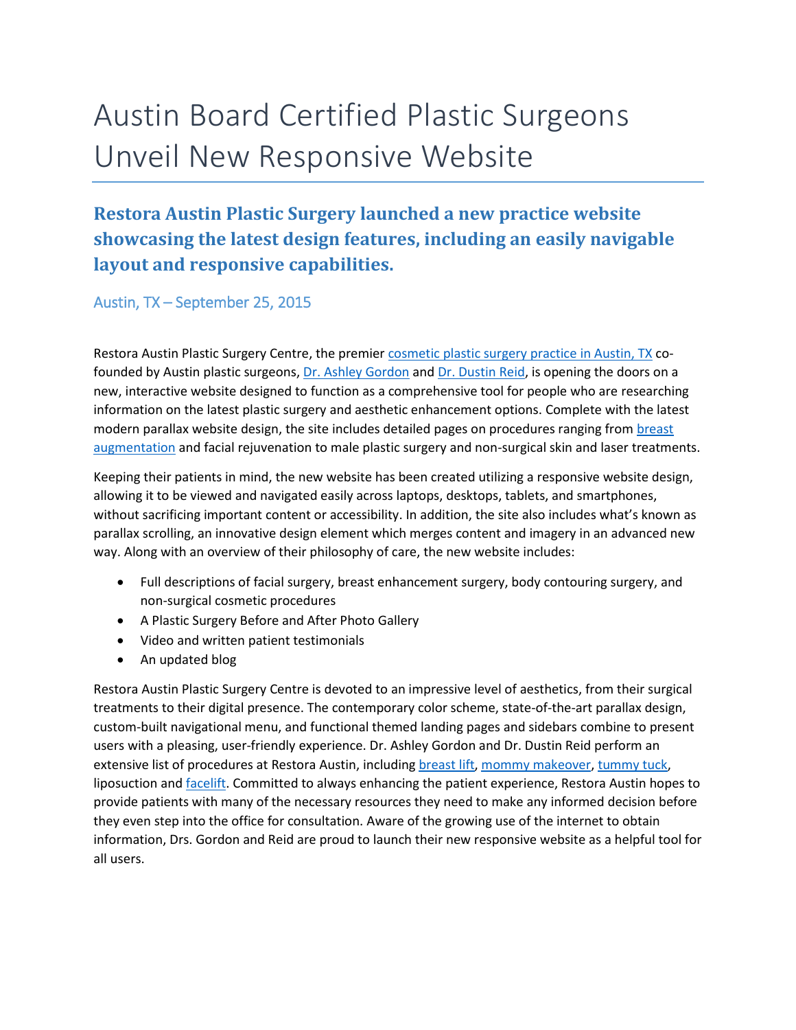# Austin Board Certified Plastic Surgeons Unveil New Responsive Website

## Restora Austin Plastic Surgery launched a new practice website showcasing the latest design features, including an easily navigable layout and responsive capabilities.

### Austin, TX – September 25, 2015

Restora Austin Plastic Surgery Centre, the premier cosmetic plastic surgery practice in Austin, TX co-founded by Austin plastic surgeons, Dr. Ashley Gordon and Dr. Dustin Reid, is opening the doors on a new, interactive website designed to function as a comprehensive tool for people who are researching information on the latest plastic surgery and aesthetic enhancement options. Complete with the latest modern parallax website design, the site includes detailed pages on procedures ranging from breast augmentation and facial rejuvenation to male plastic surgery and non-surgical skin and laser treatments.

Keeping their patients in mind, the new website has been created utilizing a responsive website design, allowing it to be viewed and navigated easily across laptops, desktops, tablets, and smartphones, without sacrificing important content or accessibility. In addition, the site also includes what's known as parallax scrolling, an innovative design element which merges content and imagery in an advanced new way. Along with an overview of their philosophy of care, the new website includes:

- Full descriptions of facial surgery, breast enhancement surgery, body contouring surgery, and non-surgical cosmetic procedures
- A Plastic Surgery Before and After Photo Gallery
- Video and written patient testimonials
- An updated blog

Restora Austin Plastic Surgery Centre is devoted to an impressive level of aesthetics, from their surgical treatments to their digital presence. The contemporary color scheme, state-of-the-art parallax design, custom-built navigational menu, and functional themed landing pages and sidebars combine to present users with a pleasing, user-friendly experience. Dr. Ashley Gordon and Dr. Dustin Reid perform an extensive list of procedures at Restora Austin, including breast lift, mommy makeover, tummy tuck, liposuction and facelift. Committed to always enhancing the patient experience, Restora Austin hopes to provide patients with many of the necessary resources they need to make any informed decision before they even step into the office for consultation. Aware of the growing use of the internet to obtain information, Drs. Gordon and Reid are proud to launch their new responsive website as a helpful tool for all users.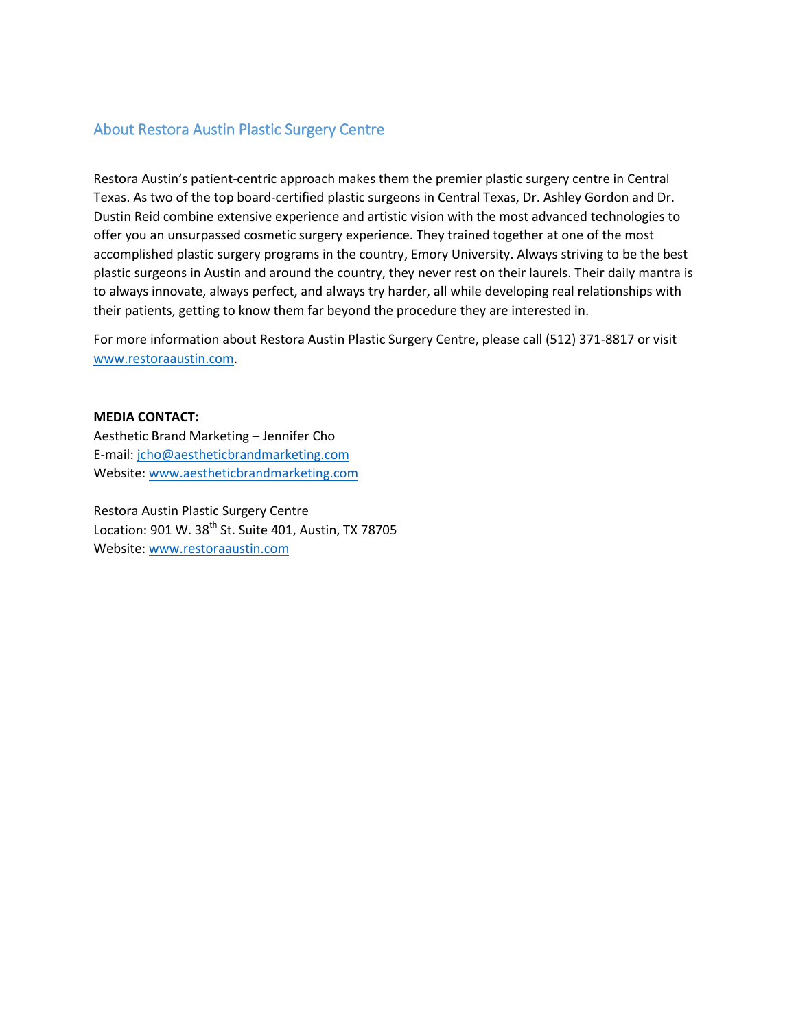## About Restora Austin Plastic Surgery Centre

Restora Austin's patient-centric approach makes them the premier plastic surgery centre in Central Texas. As two of the top board-certified plastic surgeons in Central Texas, Dr. Ashley Gordon and Dr. Dustin Reid combine extensive experience and artistic vision with the most advanced technologies to offer you an unsurpassed cosmetic surgery experience. They trained together at one of the most accomplished plastic surgery programs in the country, Emory University. Always striving to be the best plastic surgeons in Austin and around the country, they never rest on their laurels. Their daily mantra is to always innovate, always perfect, and always try harder, all while developing real relationships with their patients, getting to know them far beyond the procedure they are interested in.

For more information about Restora Austin Plastic Surgery Centre, please call (512) 371-8817 or visit www.restoraaustin.com.

**MEDIA CONTACT:**
Aesthetic Brand Marketing – Jennifer Cho
E-mail: jcho@aestheticbrandmarketing.com
Website: www.aestheticbrandmarketing.com

Restora Austin Plastic Surgery Centre
Location: 901 W. 38th St. Suite 401, Austin, TX 78705
Website: www.restoraaustin.com